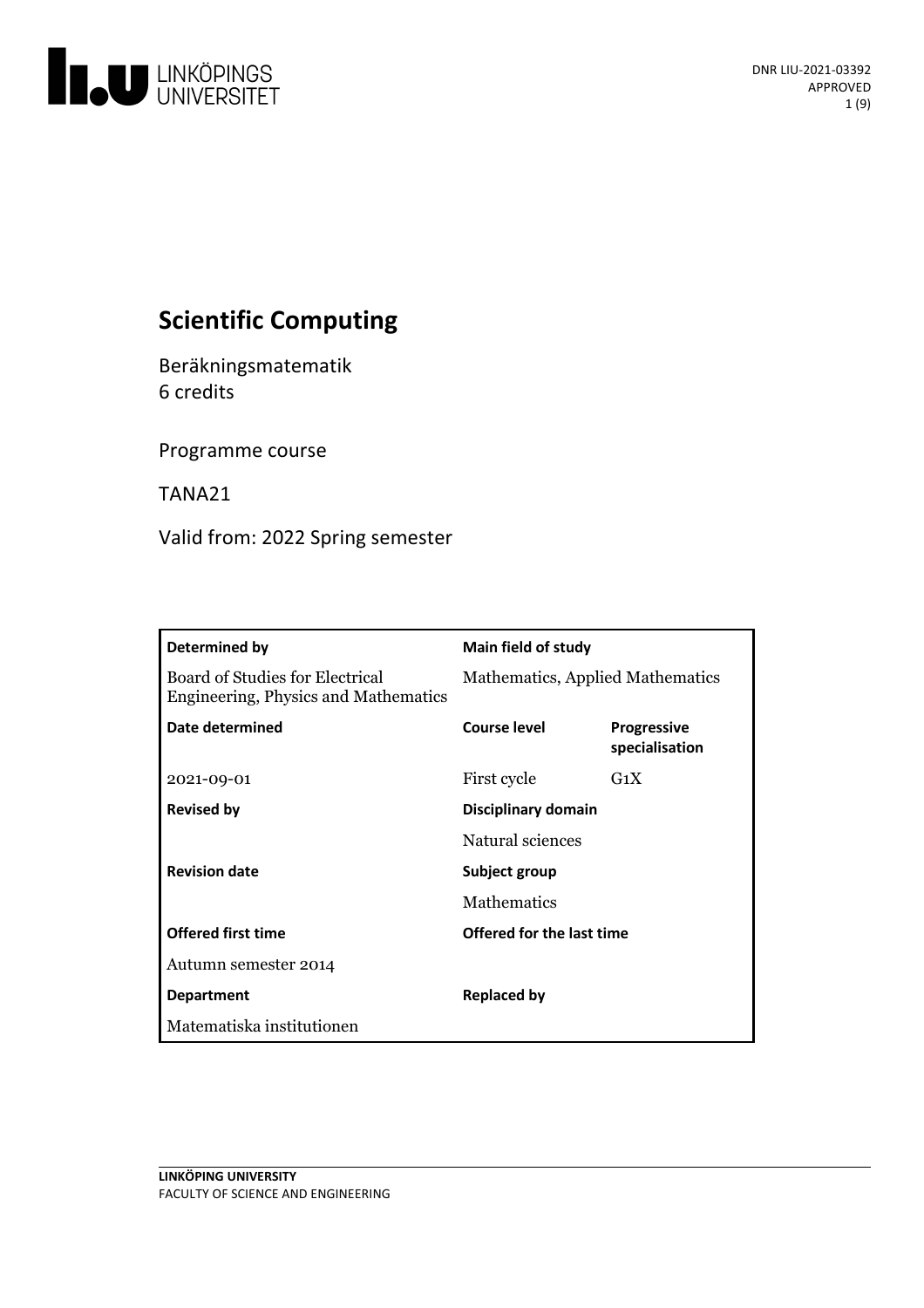# Scientific Computing

Beräkningsmatematik
6 credits

Programme course

TANA21

Valid from: 2022 Spring semester

| **Determined by** | **Main field of study** | |
|---|---|---|
| Board of Studies for Electrical Engineering, Physics and Mathematics | Mathematics, Applied Mathematics | |
| **Date determined** | **Course level** | **Progressive specialisation** |
| 2021-09-01 | First cycle | G1X |
| **Revised by** | **Disciplinary domain** | |
| | Natural sciences | |
| **Revision date** | **Subject group** | |
| | Mathematics | |
| **Offered first time** | **Offered for the last time** | |
| Autumn semester 2014 | | |
| **Department** | **Replaced by** | |
| Matematiska institutionen | | |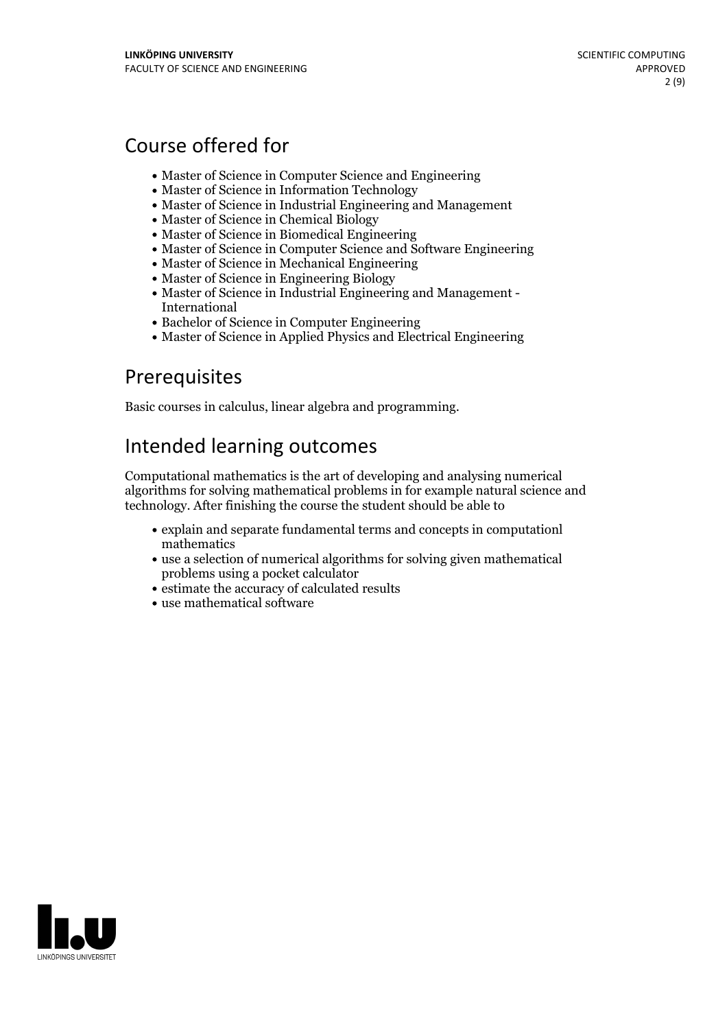## Course offered for

- Master of Science in Computer Science and Engineering
- Master of Science in Information Technology
- Master of Science in Industrial Engineering and Management
- Master of Science in Chemical Biology
- Master of Science in Biomedical Engineering
- Master of Science in Computer Science and Software Engineering
- Master of Science in Mechanical Engineering
- Master of Science in Engineering Biology
- Master of Science in Industrial Engineering and Management - International
- Bachelor of Science in Computer Engineering
- Master of Science in Applied Physics and Electrical Engineering

## Prerequisites

Basic courses in calculus, linear algebra and programming.

## Intended learning outcomes

Computational mathematics is the art of developing and analysing numerical algorithms for solving mathematical problems in for example natural science and technology. After finishing the course the student should be able to

- explain and separate fundamental terms and concepts in computationl mathematics
- use a selection of numerical algorithms for solving given mathematical problems using a pocket calculator
- estimate the accuracy of calculated results
- use mathematical software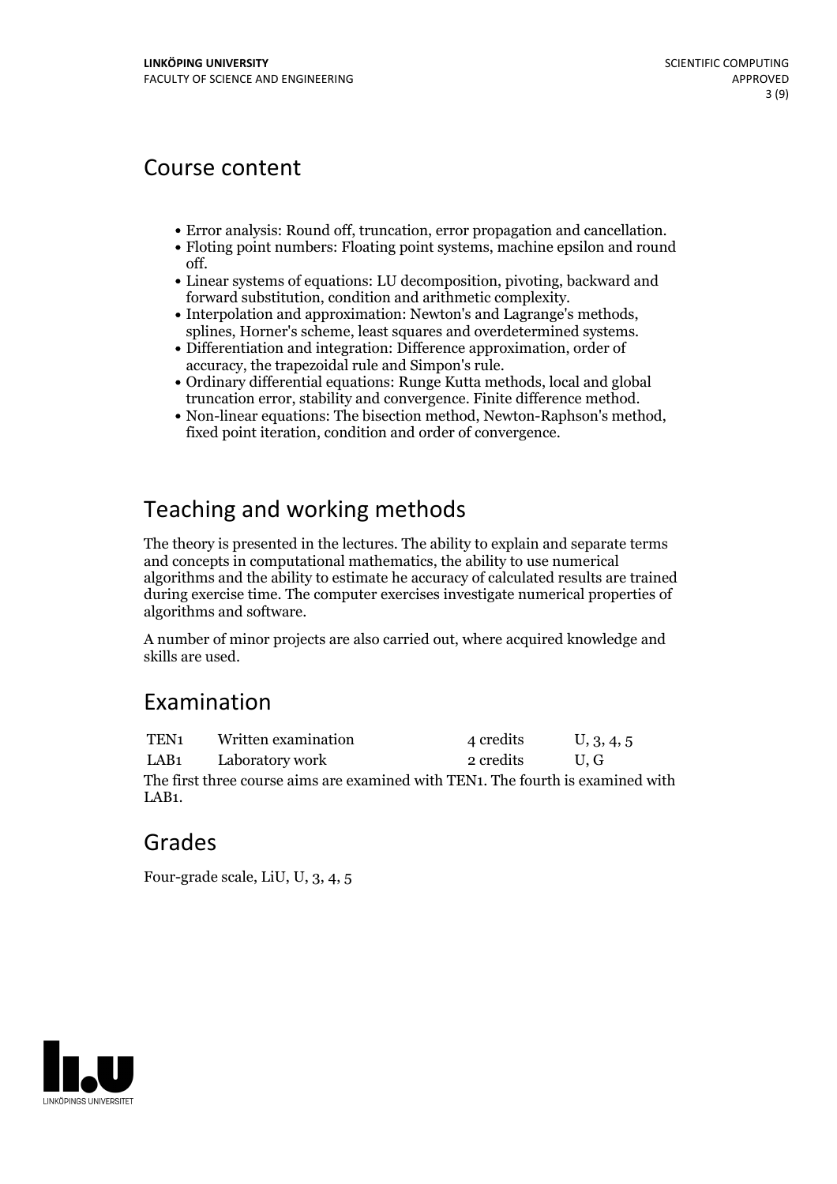## Course content

- Error analysis: Round off, truncation, error propagation and cancellation.
- Floting point numbers: Floating point systems, machine epsilon and round off.
- Linear systems of equations: LU decomposition, pivoting, backward and forward substitution, condition and arithmetic complexity.
- Interpolation and approximation: Newton's and Lagrange's methods, splines, Horner's scheme, least squares and overdetermined systems.
- Differentiation and integration: Difference approximation, order of accuracy, the trapezoidal rule and Simpon's rule.
- Ordinary differential equations: Runge Kutta methods, local and global truncation error, stability and convergence. Finite difference method.
- Non-linear equations: The bisection method, Newton-Raphson's method, fixed point iteration, condition and order of convergence.

## Teaching and working methods

The theory is presented in the lectures. The ability to explain and separate terms and concepts in computational mathematics, the ability to use numerical algorithms and the ability to estimate he accuracy of calculated results are trained during exercise time. The computer exercises investigate numerical properties of algorithms and software.

A number of minor projects are also carried out, where acquired knowledge and skills are used.

## Examination

| | | | |
|---|---|---|---|
| TEN1 | Written examination | 4 credits | U, 3, 4, 5 |
| LAB1 | Laboratory work | 2 credits | U, G |

The first three course aims are examined with TEN1. The fourth is examined with LAB1.

## Grades

Four-grade scale, LiU, U, 3, 4, 5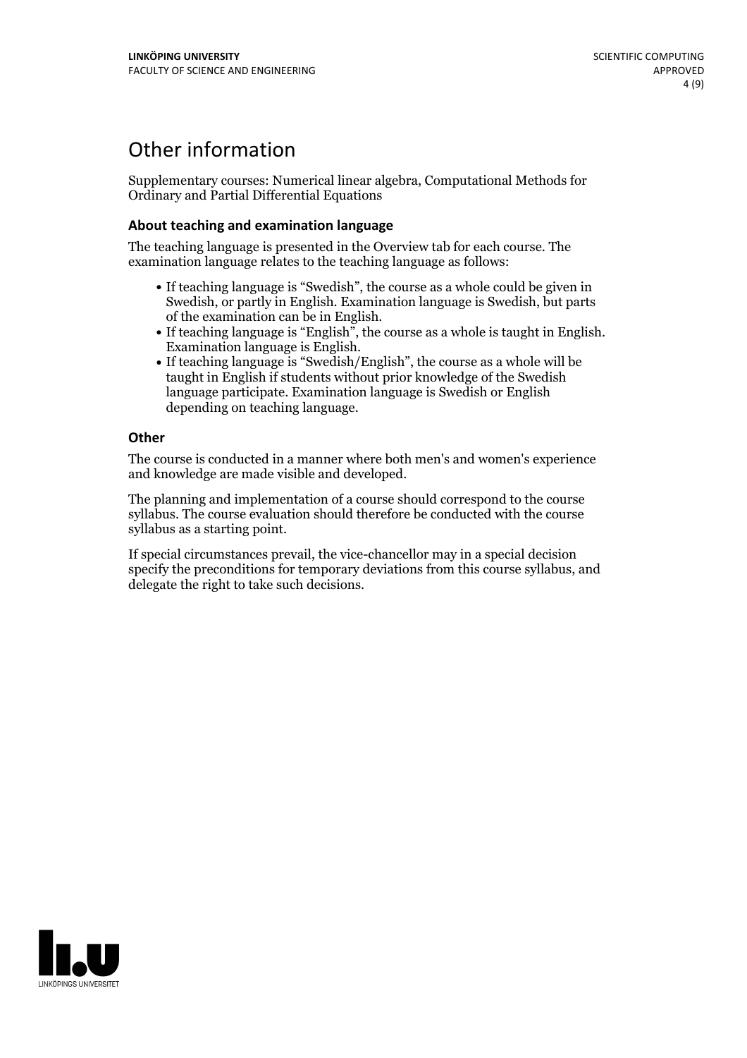# Other information

Supplementary courses: Numerical linear algebra, Computational Methods for Ordinary and Partial Differential Equations

### About teaching and examination language

The teaching language is presented in the Overview tab for each course. The examination language relates to the teaching language as follows:

- If teaching language is "Swedish", the course as a whole could be given in Swedish, or partly in English. Examination language is Swedish, but parts of the examination can be in English.
- If teaching language is "English", the course as a whole is taught in English. Examination language is English.
- If teaching language is "Swedish/English", the course as a whole will be taught in English if students without prior knowledge of the Swedish language participate. Examination language is Swedish or English depending on teaching language.

### Other

The course is conducted in a manner where both men's and women's experience and knowledge are made visible and developed.

The planning and implementation of a course should correspond to the course syllabus. The course evaluation should therefore be conducted with the course syllabus as a starting point.

If special circumstances prevail, the vice-chancellor may in a special decision specify the preconditions for temporary deviations from this course syllabus, and delegate the right to take such decisions.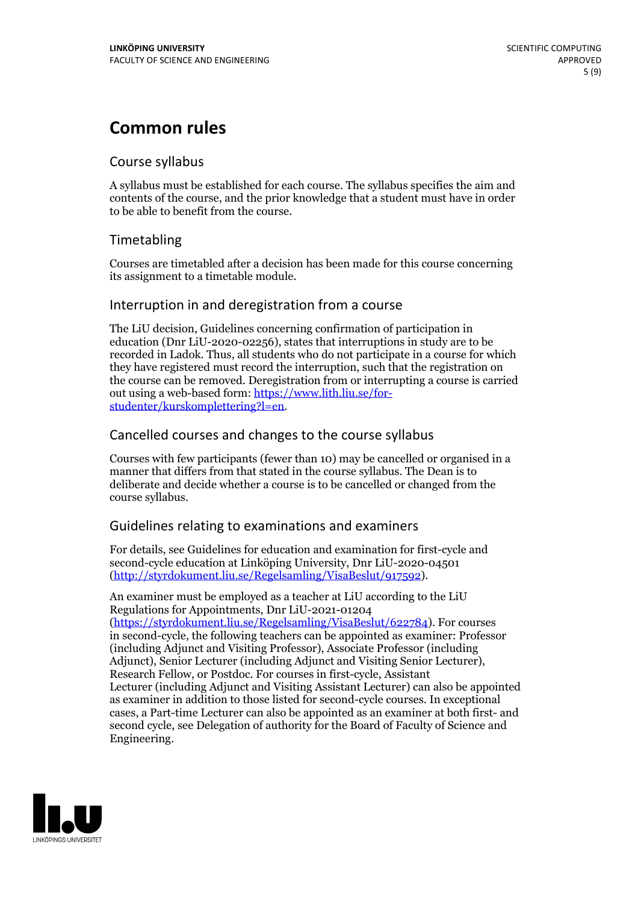# Common rules

## Course syllabus

A syllabus must be established for each course. The syllabus specifies the aim and contents of the course, and the prior knowledge that a student must have in order to be able to benefit from the course.

## Timetabling

Courses are timetabled after a decision has been made for this course concerning its assignment to a timetable module.

## Interruption in and deregistration from a course

The LiU decision, Guidelines concerning confirmation of participation in education (Dnr LiU-2020-02256), states that interruptions in study are to be recorded in Ladok. Thus, all students who do not participate in a course for which they have registered must record the interruption, such that the registration on the course can be removed. Deregistration from or interrupting a course is carried out using a web-based form: https://www.lith.liu.se/for-studenter/kurskomplettering?l=en.

## Cancelled courses and changes to the course syllabus

Courses with few participants (fewer than 10) may be cancelled or organised in a manner that differs from that stated in the course syllabus. The Dean is to deliberate and decide whether a course is to be cancelled or changed from the course syllabus.

## Guidelines relating to examinations and examiners

For details, see Guidelines for education and examination for first-cycle and second-cycle education at Linköping University, Dnr LiU-2020-04501 (http://styrdokument.liu.se/Regelsamling/VisaBeslut/917592).

An examiner must be employed as a teacher at LiU according to the LiU Regulations for Appointments, Dnr LiU-2021-01204 (https://styrdokument.liu.se/Regelsamling/VisaBeslut/622784). For courses in second-cycle, the following teachers can be appointed as examiner: Professor (including Adjunct and Visiting Professor), Associate Professor (including Adjunct), Senior Lecturer (including Adjunct and Visiting Senior Lecturer), Research Fellow, or Postdoc. For courses in first-cycle, Assistant Lecturer (including Adjunct and Visiting Assistant Lecturer) can also be appointed as examiner in addition to those listed for second-cycle courses. In exceptional cases, a Part-time Lecturer can also be appointed as an examiner at both first- and second cycle, see Delegation of authority for the Board of Faculty of Science and Engineering.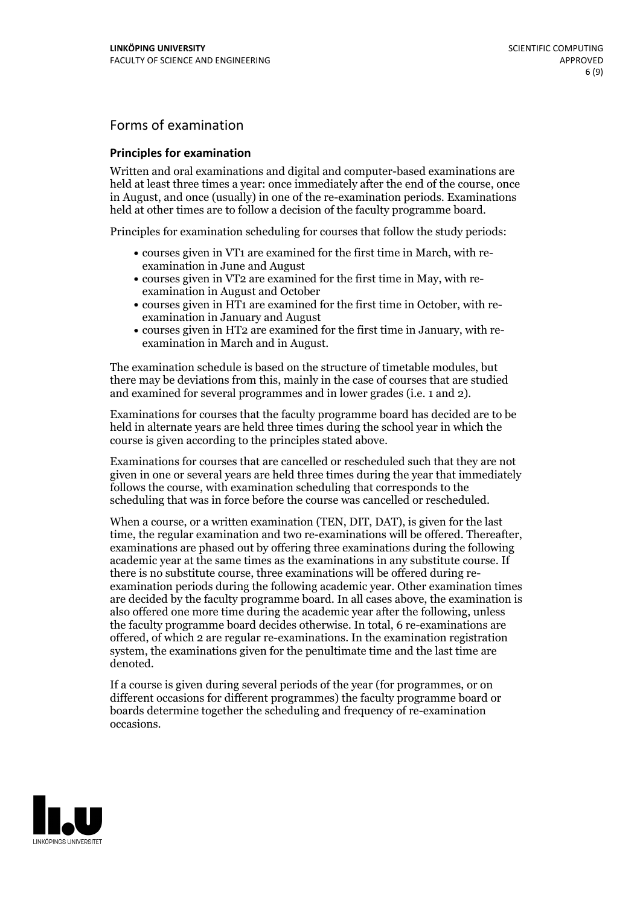## Forms of examination

### Principles for examination

Written and oral examinations and digital and computer-based examinations are held at least three times a year: once immediately after the end of the course, once in August, and once (usually) in one of the re-examination periods. Examinations held at other times are to follow a decision of the faculty programme board.

Principles for examination scheduling for courses that follow the study periods:

- courses given in VT1 are examined for the first time in March, with re-examination in June and August
- courses given in VT2 are examined for the first time in May, with re-examination in August and October
- courses given in HT1 are examined for the first time in October, with re-examination in January and August
- courses given in HT2 are examined for the first time in January, with re-examination in March and in August.

The examination schedule is based on the structure of timetable modules, but there may be deviations from this, mainly in the case of courses that are studied and examined for several programmes and in lower grades (i.e. 1 and 2).

Examinations for courses that the faculty programme board has decided are to be held in alternate years are held three times during the school year in which the course is given according to the principles stated above.

Examinations for courses that are cancelled or rescheduled such that they are not given in one or several years are held three times during the year that immediately follows the course, with examination scheduling that corresponds to the scheduling that was in force before the course was cancelled or rescheduled.

When a course, or a written examination (TEN, DIT, DAT), is given for the last time, the regular examination and two re-examinations will be offered. Thereafter, examinations are phased out by offering three examinations during the following academic year at the same times as the examinations in any substitute course. If there is no substitute course, three examinations will be offered during re-examination periods during the following academic year. Other examination times are decided by the faculty programme board. In all cases above, the examination is also offered one more time during the academic year after the following, unless the faculty programme board decides otherwise. In total, 6 re-examinations are offered, of which 2 are regular re-examinations. In the examination registration system, the examinations given for the penultimate time and the last time are denoted.

If a course is given during several periods of the year (for programmes, or on different occasions for different programmes) the faculty programme board or boards determine together the scheduling and frequency of re-examination occasions.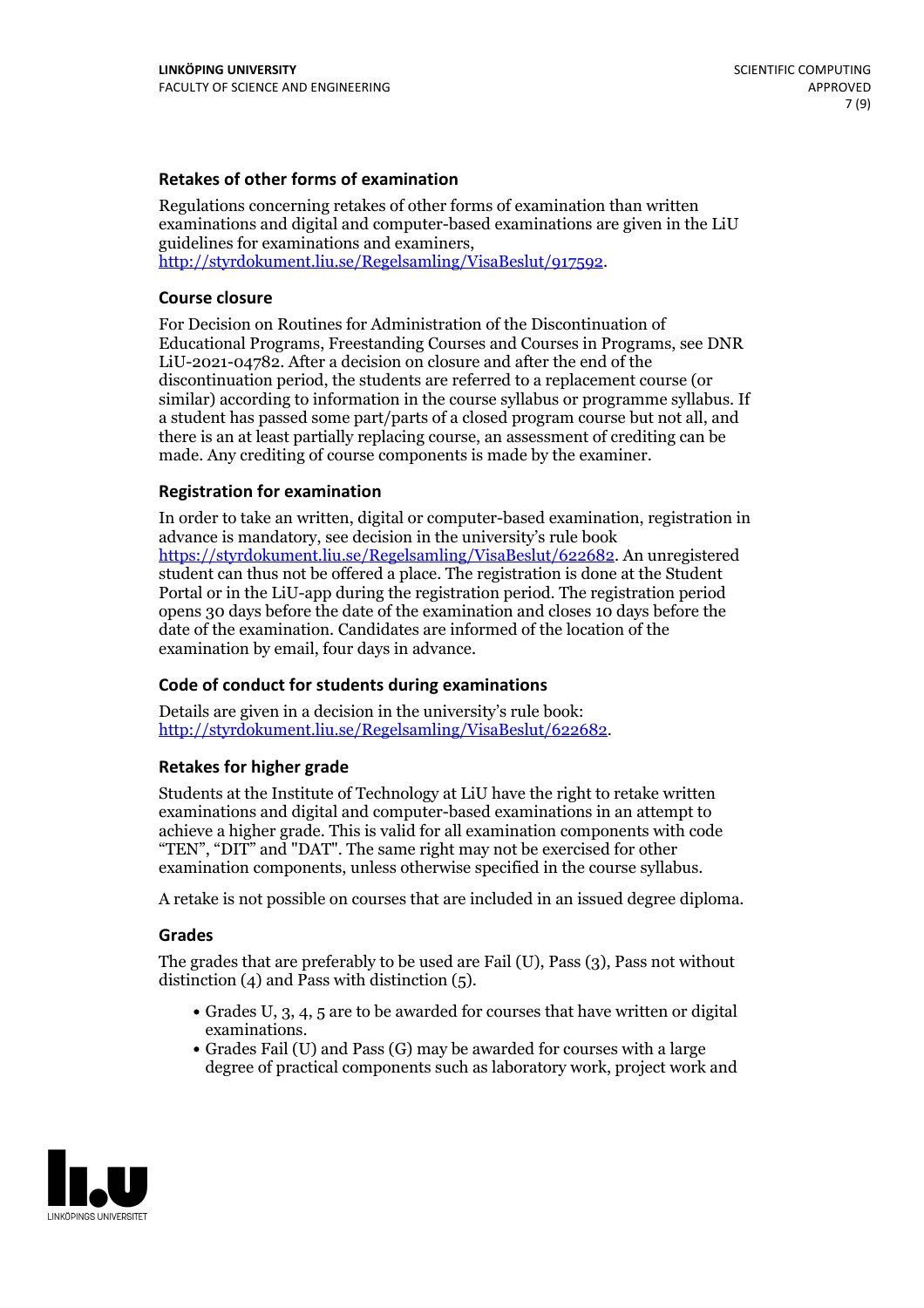### Retakes of other forms of examination

Regulations concerning retakes of other forms of examination than written examinations and digital and computer-based examinations are given in the LiU guidelines for examinations and examiners, http://styrdokument.liu.se/Regelsamling/VisaBeslut/917592.

### Course closure

For Decision on Routines for Administration of the Discontinuation of Educational Programs, Freestanding Courses and Courses in Programs, see DNR LiU-2021-04782. After a decision on closure and after the end of the discontinuation period, the students are referred to a replacement course (or similar) according to information in the course syllabus or programme syllabus. If a student has passed some part/parts of a closed program course but not all, and there is an at least partially replacing course, an assessment of crediting can be made. Any crediting of course components is made by the examiner.

### Registration for examination

In order to take an written, digital or computer-based examination, registration in advance is mandatory, see decision in the university's rule book https://styrdokument.liu.se/Regelsamling/VisaBeslut/622682. An unregistered student can thus not be offered a place. The registration is done at the Student Portal or in the LiU-app during the registration period. The registration period opens 30 days before the date of the examination and closes 10 days before the date of the examination. Candidates are informed of the location of the examination by email, four days in advance.

### Code of conduct for students during examinations

Details are given in a decision in the university's rule book: http://styrdokument.liu.se/Regelsamling/VisaBeslut/622682.

### Retakes for higher grade

Students at the Institute of Technology at LiU have the right to retake written examinations and digital and computer-based examinations in an attempt to achieve a higher grade. This is valid for all examination components with code "TEN", "DIT" and "DAT". The same right may not be exercised for other examination components, unless otherwise specified in the course syllabus.

A retake is not possible on courses that are included in an issued degree diploma.

### Grades

The grades that are preferably to be used are Fail (U), Pass (3), Pass not without distinction (4) and Pass with distinction (5).

- Grades U, 3, 4, 5 are to be awarded for courses that have written or digital examinations.
- Grades Fail (U) and Pass (G) may be awarded for courses with a large degree of practical components such as laboratory work, project work and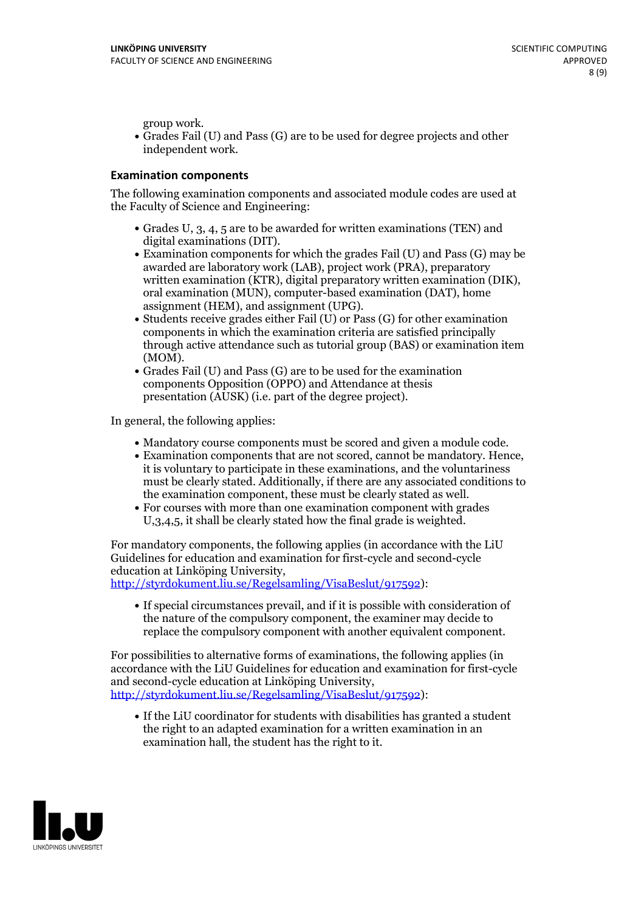group work.

- Grades Fail (U) and Pass (G) are to be used for degree projects and other independent work.

### Examination components

The following examination components and associated module codes are used at the Faculty of Science and Engineering:

- Grades U, 3, 4, 5 are to be awarded for written examinations (TEN) and digital examinations (DIT).
- Examination components for which the grades Fail (U) and Pass (G) may be awarded are laboratory work (LAB), project work (PRA), preparatory written examination (KTR), digital preparatory written examination (DIK), oral examination (MUN), computer-based examination (DAT), home assignment (HEM), and assignment (UPG).
- Students receive grades either Fail (U) or Pass (G) for other examination components in which the examination criteria are satisfied principally through active attendance such as tutorial group (BAS) or examination item (MOM).
- Grades Fail (U) and Pass (G) are to be used for the examination components Opposition (OPPO) and Attendance at thesis presentation (AUSK) (i.e. part of the degree project).

In general, the following applies:

- Mandatory course components must be scored and given a module code.
- Examination components that are not scored, cannot be mandatory. Hence, it is voluntary to participate in these examinations, and the voluntariness must be clearly stated. Additionally, if there are any associated conditions to the examination component, these must be clearly stated as well.
- For courses with more than one examination component with grades U,3,4,5, it shall be clearly stated how the final grade is weighted.

For mandatory components, the following applies (in accordance with the LiU Guidelines for education and examination for first-cycle and second-cycle education at Linköping University, http://styrdokument.liu.se/Regelsamling/VisaBeslut/917592):

- If special circumstances prevail, and if it is possible with consideration of the nature of the compulsory component, the examiner may decide to replace the compulsory component with another equivalent component.

For possibilities to alternative forms of examinations, the following applies (in accordance with the LiU Guidelines for education and examination for first-cycle and second-cycle education at Linköping University, http://styrdokument.liu.se/Regelsamling/VisaBeslut/917592):

- If the LiU coordinator for students with disabilities has granted a student the right to an adapted examination for a written examination in an examination hall, the student has the right to it.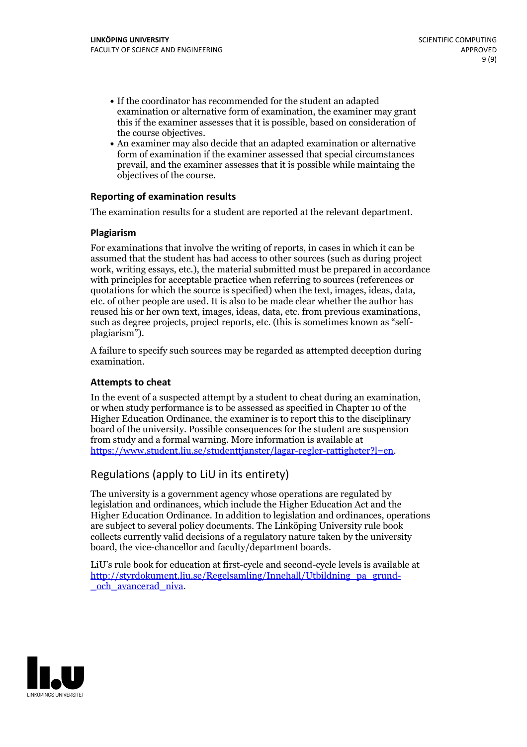- If the coordinator has recommended for the student an adapted examination or alternative form of examination, the examiner may grant this if the examiner assesses that it is possible, based on consideration of the course objectives.
- An examiner may also decide that an adapted examination or alternative form of examination if the examiner assessed that special circumstances prevail, and the examiner assesses that it is possible while maintaing the objectives of the course.

### Reporting of examination results

The examination results for a student are reported at the relevant department.

### Plagiarism

For examinations that involve the writing of reports, in cases in which it can be assumed that the student has had access to other sources (such as during project work, writing essays, etc.), the material submitted must be prepared in accordance with principles for acceptable practice when referring to sources (references or quotations for which the source is specified) when the text, images, ideas, data, etc. of other people are used. It is also to be made clear whether the author has reused his or her own text, images, ideas, data, etc. from previous examinations, such as degree projects, project reports, etc. (this is sometimes known as "self-plagiarism").

A failure to specify such sources may be regarded as attempted deception during examination.

### Attempts to cheat

In the event of a suspected attempt by a student to cheat during an examination, or when study performance is to be assessed as specified in Chapter 10 of the Higher Education Ordinance, the examiner is to report this to the disciplinary board of the university. Possible consequences for the student are suspension from study and a formal warning. More information is available at https://www.student.liu.se/studenttjanster/lagar-regler-rattigheter?l=en.

## Regulations (apply to LiU in its entirety)

The university is a government agency whose operations are regulated by legislation and ordinances, which include the Higher Education Act and the Higher Education Ordinance. In addition to legislation and ordinances, operations are subject to several policy documents. The Linköping University rule book collects currently valid decisions of a regulatory nature taken by the university board, the vice-chancellor and faculty/department boards.

LiU's rule book for education at first-cycle and second-cycle levels is available at http://styrdokument.liu.se/Regelsamling/Innehall/Utbildning_pa_grund-_och_avancerad_niva.